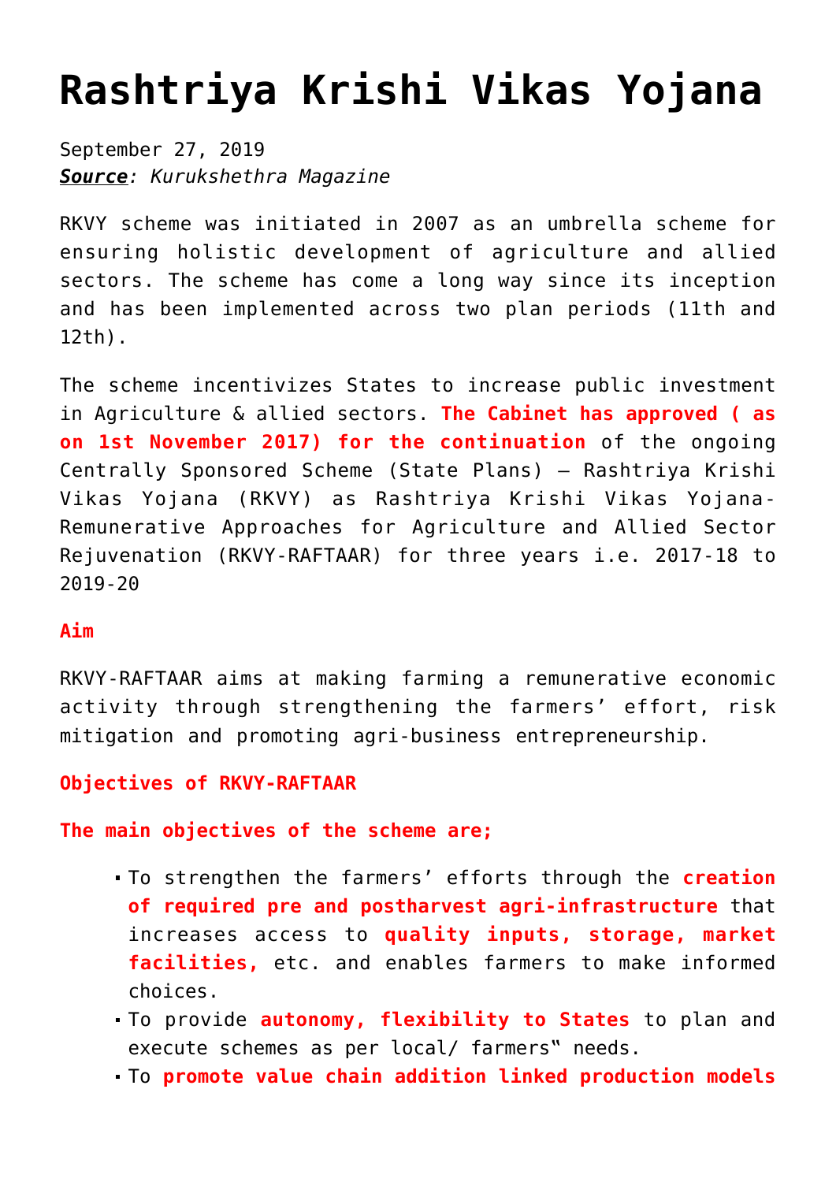# Rashtriya Krishi Vikas Yojana

September 27, 2019
***Source**: Kurukshethra Magazine*

RKVY scheme was initiated in 2007 as an umbrella scheme for ensuring holistic development of agriculture and allied sectors. The scheme has come a long way since its inception and has been implemented across two plan periods (11th and 12th).

The scheme incentivizes States to increase public investment in Agriculture & allied sectors. **The Cabinet has approved ( as on 1st November 2017) for the continuation** of the ongoing Centrally Sponsored Scheme (State Plans) – Rashtriya Krishi Vikas Yojana (RKVY) as Rashtriya Krishi Vikas Yojana-Remunerative Approaches for Agriculture and Allied Sector Rejuvenation (RKVY-RAFTAAR) for three years i.e. 2017-18 to 2019-20

**Aim**

RKVY-RAFTAAR aims at making farming a remunerative economic activity through strengthening the farmers' effort, risk mitigation and promoting agri-business entrepreneurship.

**Objectives of RKVY-RAFTAAR**

**The main objectives of the scheme are;**

- To strengthen the farmers' efforts through the **creation of required pre and postharvest agri-infrastructure** that increases access to **quality inputs, storage, market facilities,** etc. and enables farmers to make informed choices.
- To provide **autonomy, flexibility to States** to plan and execute schemes as per local/ farmers" needs.
- To **promote value chain addition linked production models**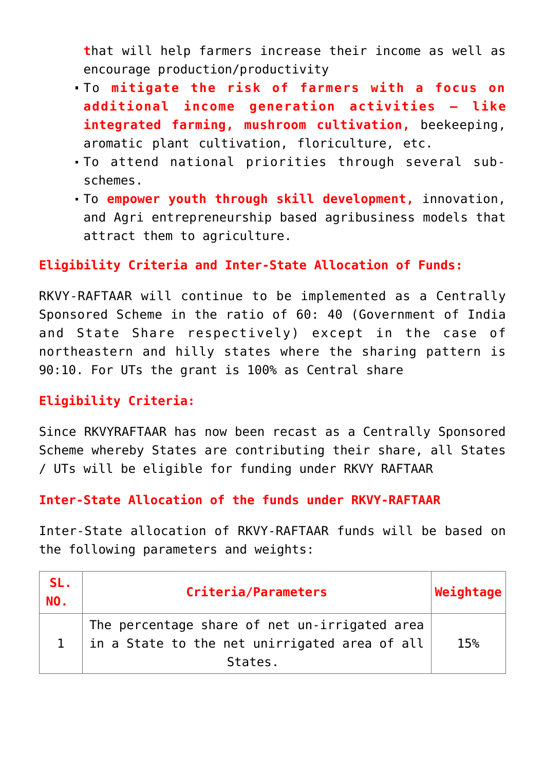that will help farmers increase their income as well as encourage production/productivity

- To **mitigate the risk of farmers with a focus on additional income generation activities – like integrated farming, mushroom cultivation,** beekeeping, aromatic plant cultivation, floriculture, etc.
- To attend national priorities through several sub-schemes.
- To **empower youth through skill development,** innovation, and Agri entrepreneurship based agribusiness models that attract them to agriculture.

**Eligibility Criteria and Inter-State Allocation of Funds:**

RKVY-RAFTAAR will continue to be implemented as a Centrally Sponsored Scheme in the ratio of 60: 40 (Government of India and State Share respectively) except in the case of northeastern and hilly states where the sharing pattern is 90:10. For UTs the grant is 100% as Central share

**Eligibility Criteria:**

Since RKVYRAFTAAR has now been recast as a Centrally Sponsored Scheme whereby States are contributing their share, all States / UTs will be eligible for funding under RKVY RAFTAAR

**Inter-State Allocation of the funds under RKVY-RAFTAAR**

Inter-State allocation of RKVY-RAFTAAR funds will be based on the following parameters and weights:

| SL. NO. | Criteria/Parameters | Weightage |
|---|---|---|
| 1 | The percentage share of net un-irrigated area in a State to the net unirrigated area of all States. | 15% |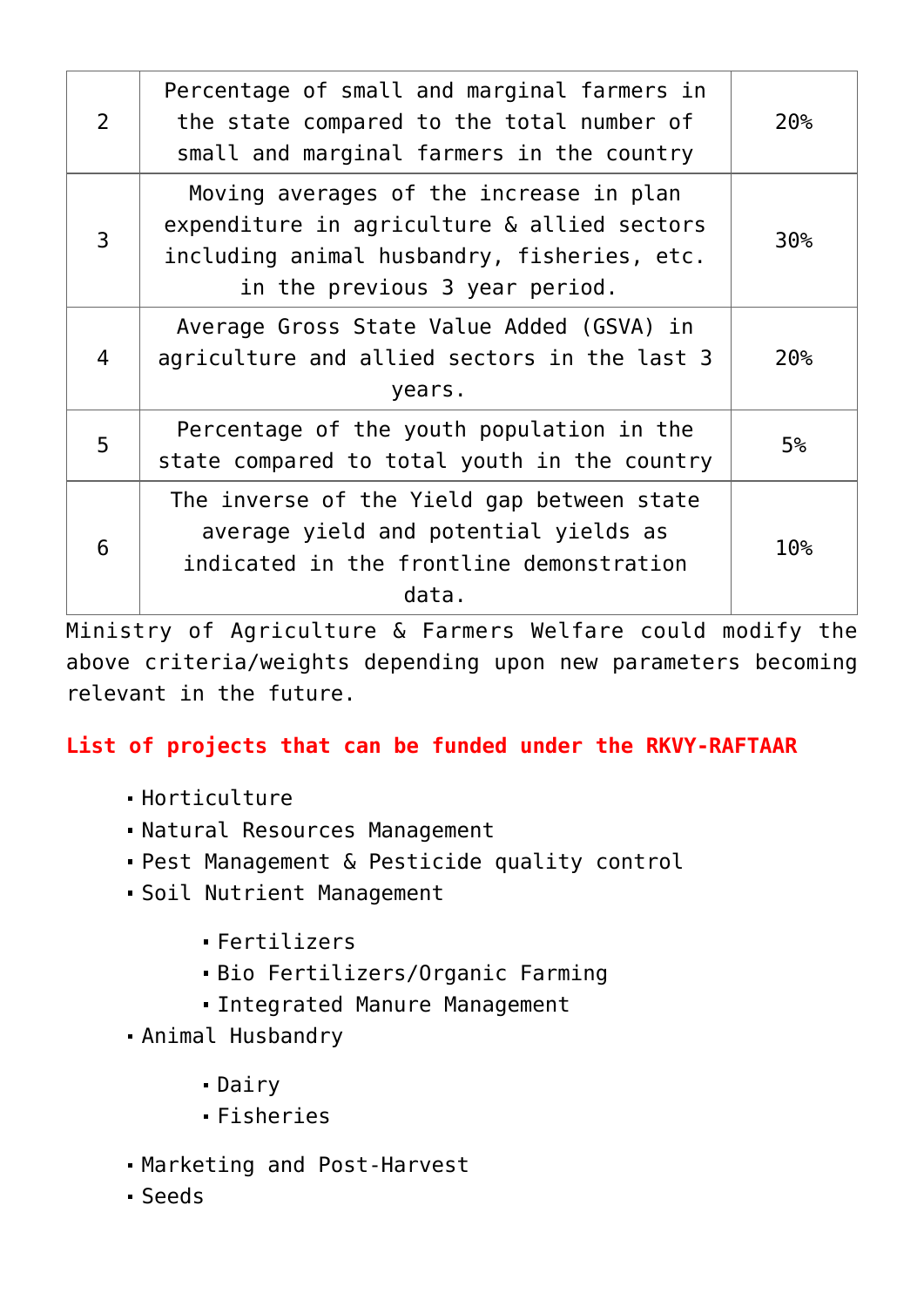| | | |
|---|---|---|
| 2 | Percentage of small and marginal farmers in the state compared to the total number of small and marginal farmers in the country | 20% |
| 3 | Moving averages of the increase in plan expenditure in agriculture & allied sectors including animal husbandry, fisheries, etc. in the previous 3 year period. | 30% |
| 4 | Average Gross State Value Added (GSVA) in agriculture and allied sectors in the last 3 years. | 20% |
| 5 | Percentage of the youth population in the state compared to total youth in the country | 5% |
| 6 | The inverse of the Yield gap between state average yield and potential yields as indicated in the frontline demonstration data. | 10% |

Ministry of Agriculture & Farmers Welfare could modify the above criteria/weights depending upon new parameters becoming relevant in the future.

**List of projects that can be funded under the RKVY-RAFTAAR**

- Horticulture
- Natural Resources Management
- Pest Management & Pesticide quality control
- Soil Nutrient Management
  - Fertilizers
  - Bio Fertilizers/Organic Farming
  - Integrated Manure Management
- Animal Husbandry
  - Dairy
  - Fisheries
- Marketing and Post-Harvest
- Seeds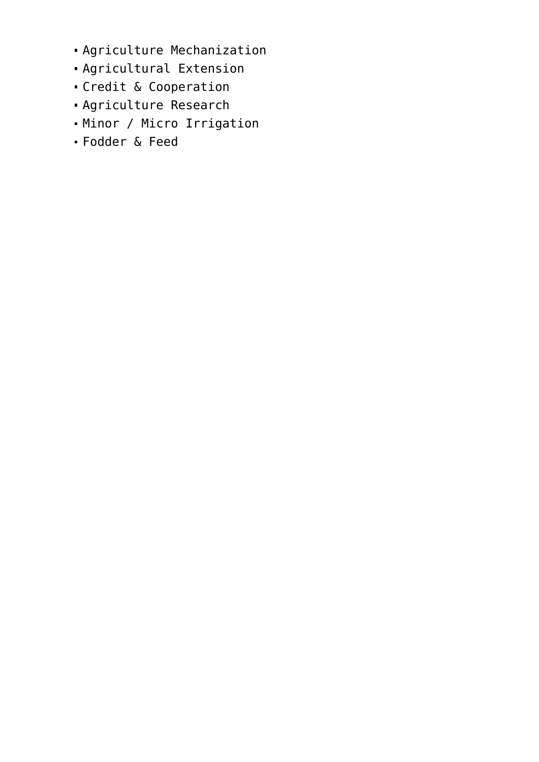- Agriculture Mechanization
- Agricultural Extension
- Credit & Cooperation
- Agriculture Research
- Minor / Micro Irrigation
- Fodder & Feed